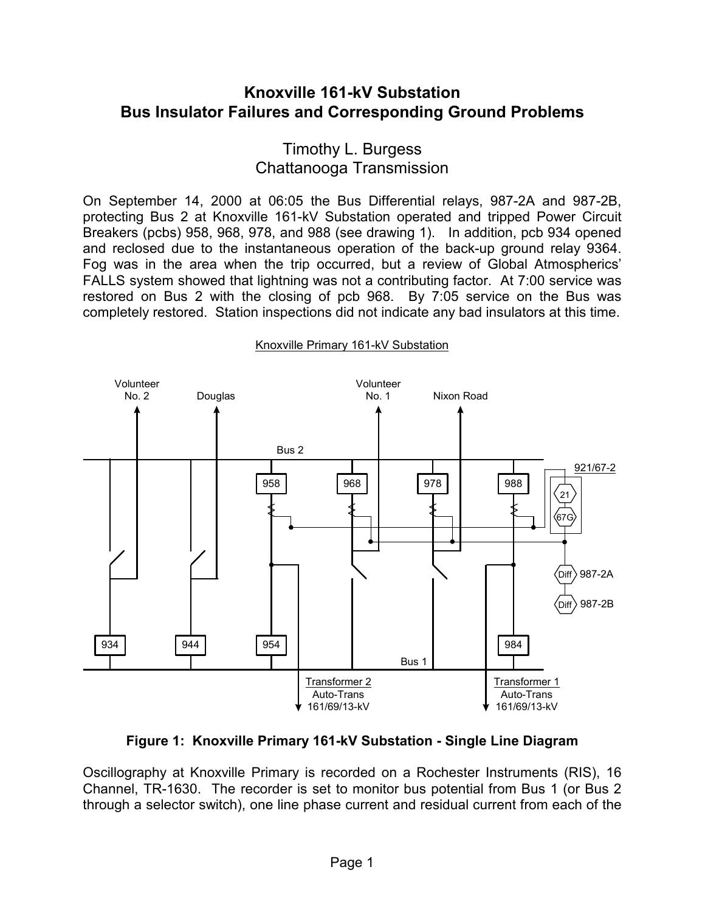# Knoxville 161-kV Substation
# Bus Insulator Failures and Corresponding Ground Problems

Timothy L. Burgess
Chattanooga Transmission

On September 14, 2000 at 06:05 the Bus Differential relays, 987-2A and 987-2B, protecting Bus 2 at Knoxville 161-kV Substation operated and tripped Power Circuit Breakers (pcbs) 958, 968, 978, and 988 (see drawing 1). In addition, pcb 934 opened and reclosed due to the instantaneous operation of the back-up ground relay 9364. Fog was in the area when the trip occurred, but a review of Global Atmospherics' FALLS system showed that lightning was not a contributing factor. At 7:00 service was restored on Bus 2 with the closing of pcb 968. By 7:05 service on the Bus was completely restored. Station inspections did not indicate any bad insulators at this time.

Knoxville Primary 161-kV Substation

Volunteer No. 2 | Douglas | Volunteer No. 1 | Nixon Road

Bus 2

958 | 968 | 978 | 988

921/67-2: 21, 67G

Diff 987-2A

Diff 987-2B

934 | 944 | 954 | 984

Bus 1

Transformer 2 Auto-Trans 161/69/13-kV

Transformer 1 Auto-Trans 161/69/13-kV

**Figure 1: Knoxville Primary 161-kV Substation - Single Line Diagram**

Oscillography at Knoxville Primary is recorded on a Rochester Instruments (RIS), 16 Channel, TR-1630. The recorder is set to monitor bus potential from Bus 1 (or Bus 2 through a selector switch), one line phase current and residual current from each of the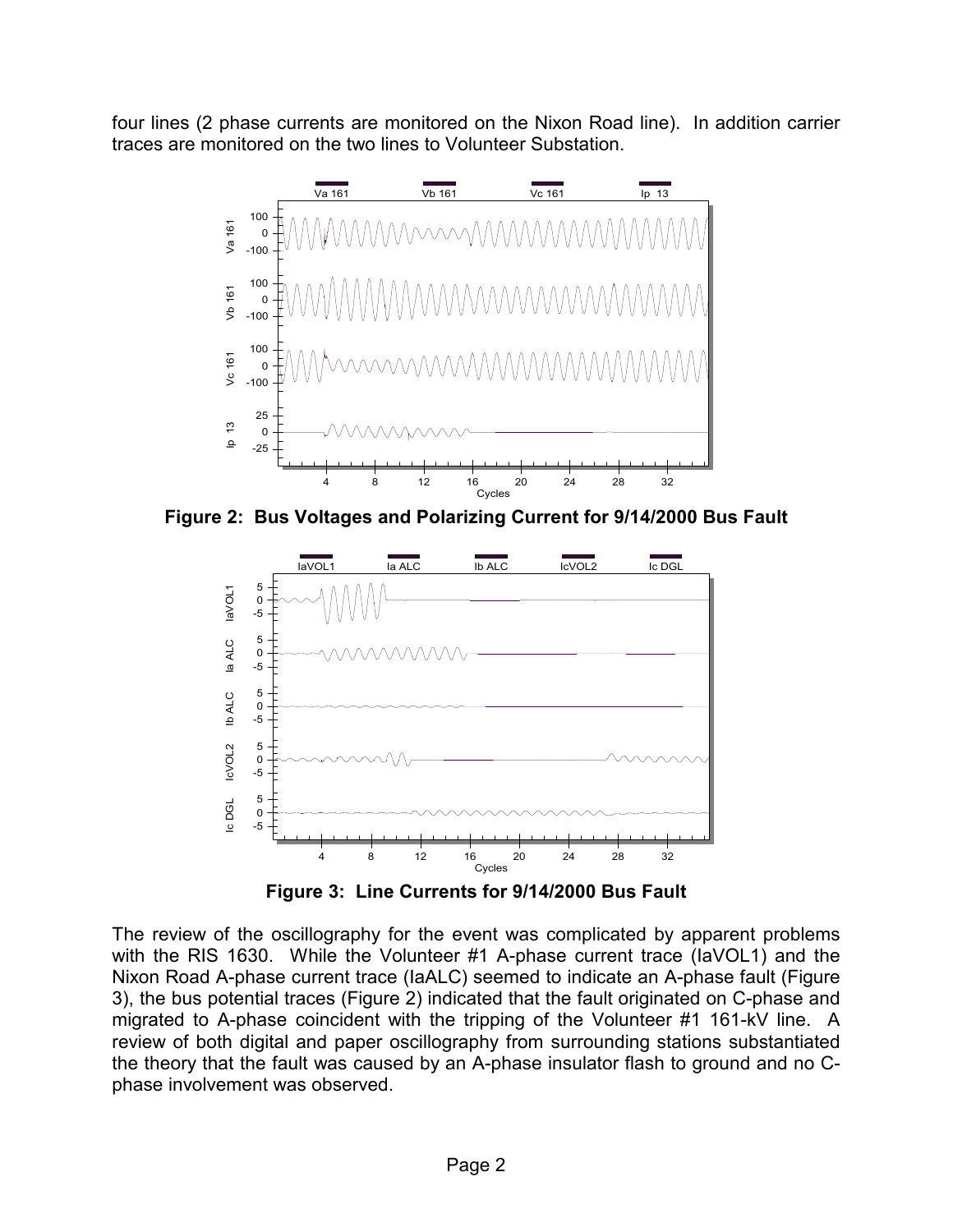four lines (2 phase currents are monitored on the Nixon Road line). In addition carrier traces are monitored on the two lines to Volunteer Substation.

**Figure 2: Bus Voltages and Polarizing Current for 9/14/2000 Bus Fault**

**Figure 3: Line Currents for 9/14/2000 Bus Fault**

The review of the oscillography for the event was complicated by apparent problems with the RIS 1630. While the Volunteer #1 A-phase current trace (IaVOL1) and the Nixon Road A-phase current trace (IaALC) seemed to indicate an A-phase fault (Figure 3), the bus potential traces (Figure 2) indicated that the fault originated on C-phase and migrated to A-phase coincident with the tripping of the Volunteer #1 161-kV line. A review of both digital and paper oscillography from surrounding stations substantiated the theory that the fault was caused by an A-phase insulator flash to ground and no C-phase involvement was observed.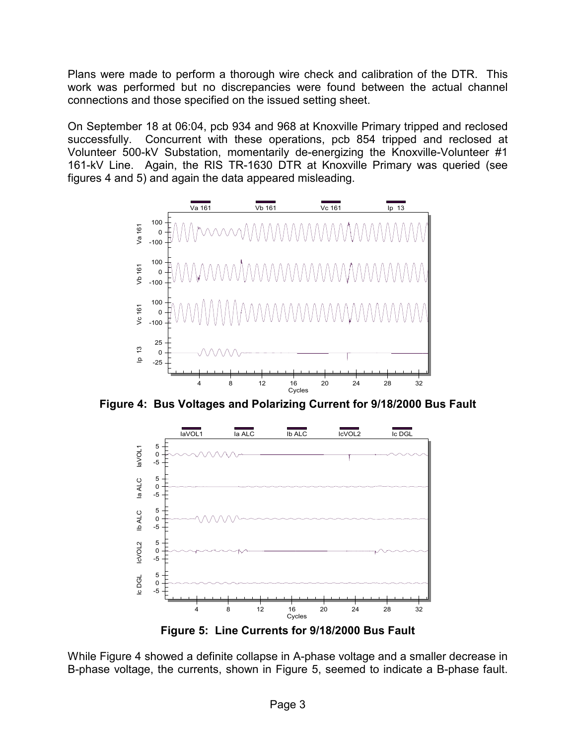Plans were made to perform a thorough wire check and calibration of the DTR. This work was performed but no discrepancies were found between the actual channel connections and those specified on the issued setting sheet.

On September 18 at 06:04, pcb 934 and 968 at Knoxville Primary tripped and reclosed successfully. Concurrent with these operations, pcb 854 tripped and reclosed at Volunteer 500-kV Substation, momentarily de-energizing the Knoxville-Volunteer #1 161-kV Line. Again, the RIS TR-1630 DTR at Knoxville Primary was queried (see figures 4 and 5) and again the data appeared misleading.

**Figure 4: Bus Voltages and Polarizing Current for 9/18/2000 Bus Fault**

**Figure 5: Line Currents for 9/18/2000 Bus Fault**

While Figure 4 showed a definite collapse in A-phase voltage and a smaller decrease in B-phase voltage, the currents, shown in Figure 5, seemed to indicate a B-phase fault.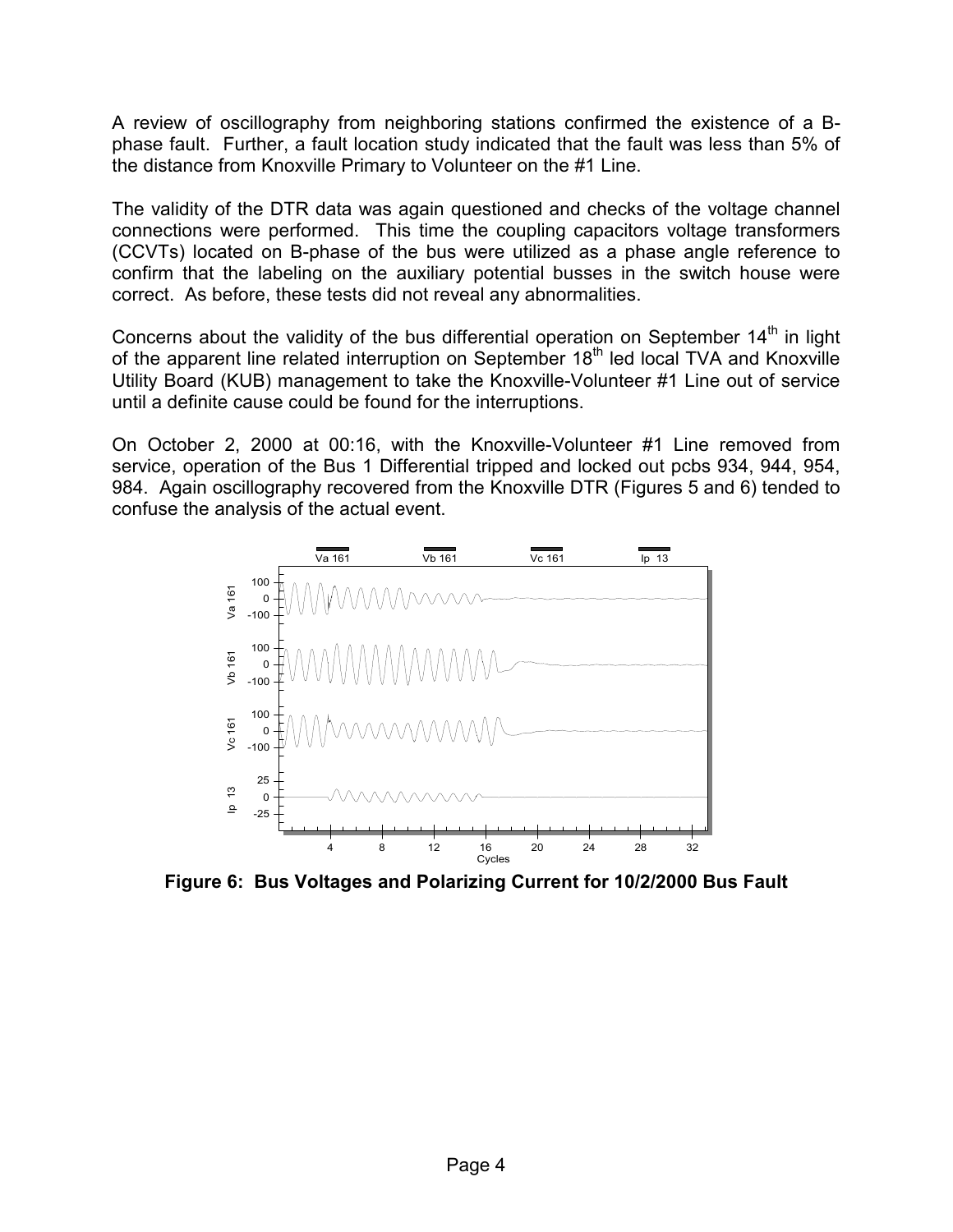A review of oscillography from neighboring stations confirmed the existence of a B-phase fault. Further, a fault location study indicated that the fault was less than 5% of the distance from Knoxville Primary to Volunteer on the #1 Line.

The validity of the DTR data was again questioned and checks of the voltage channel connections were performed. This time the coupling capacitors voltage transformers (CCVTs) located on B-phase of the bus were utilized as a phase angle reference to confirm that the labeling on the auxiliary potential busses in the switch house were correct. As before, these tests did not reveal any abnormalities.

Concerns about the validity of the bus differential operation on September 14[th] in light of the apparent line related interruption on September 18[th] led local TVA and Knoxville Utility Board (KUB) management to take the Knoxville-Volunteer #1 Line out of service until a definite cause could be found for the interruptions.

On October 2, 2000 at 00:16, with the Knoxville-Volunteer #1 Line removed from service, operation of the Bus 1 Differential tripped and locked out pcbs 934, 944, 954, 984. Again oscillography recovered from the Knoxville DTR (Figures 5 and 6) tended to confuse the analysis of the actual event.

**Figure 6: Bus Voltages and Polarizing Current for 10/2/2000 Bus Fault**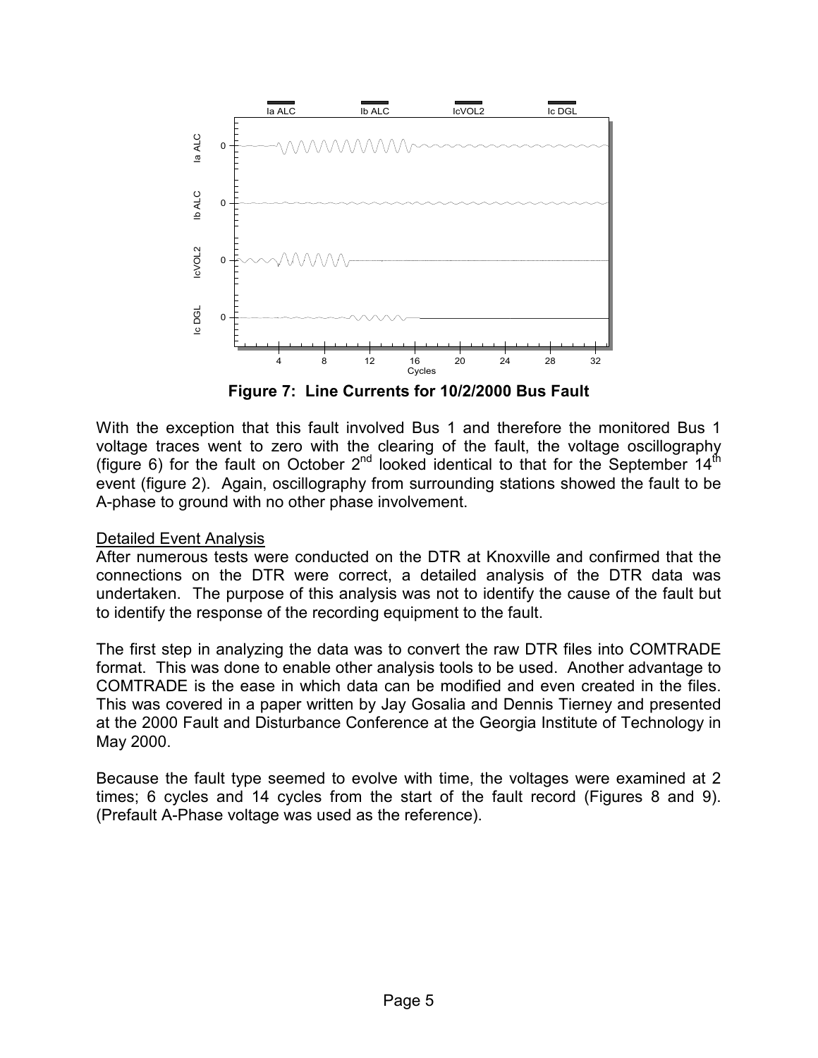**Figure 7: Line Currents for 10/2/2000 Bus Fault**

With the exception that this fault involved Bus 1 and therefore the monitored Bus 1 voltage traces went to zero with the clearing of the fault, the voltage oscillography (figure 6) for the fault on October 2nd looked identical to that for the September 14th event (figure 2). Again, oscillography from surrounding stations showed the fault to be A-phase to ground with no other phase involvement.

<u>Detailed Event Analysis</u>

After numerous tests were conducted on the DTR at Knoxville and confirmed that the connections on the DTR were correct, a detailed analysis of the DTR data was undertaken. The purpose of this analysis was not to identify the cause of the fault but to identify the response of the recording equipment to the fault.

The first step in analyzing the data was to convert the raw DTR files into COMTRADE format. This was done to enable other analysis tools to be used. Another advantage to COMTRADE is the ease in which data can be modified and even created in the files. This was covered in a paper written by Jay Gosalia and Dennis Tierney and presented at the 2000 Fault and Disturbance Conference at the Georgia Institute of Technology in May 2000.

Because the fault type seemed to evolve with time, the voltages were examined at 2 times; 6 cycles and 14 cycles from the start of the fault record (Figures 8 and 9). (Prefault A-Phase voltage was used as the reference).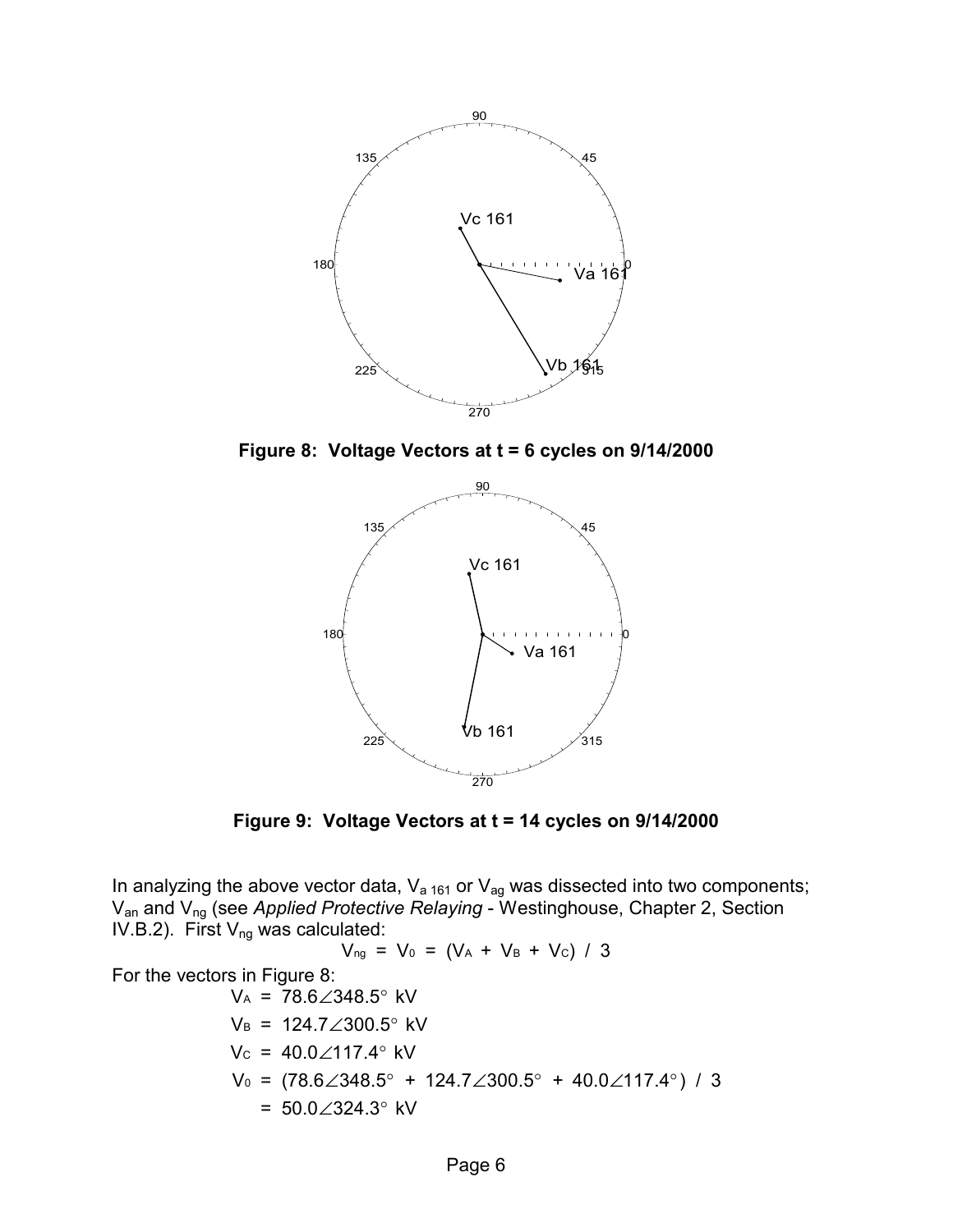**Figure 8: Voltage Vectors at t = 6 cycles on 9/14/2000**

**Figure 9: Voltage Vectors at t = 14 cycles on 9/14/2000**

In analyzing the above vector data, $V_{a\ 161}$ or $V_{ag}$ was dissected into two components; $V_{an}$ and $V_{ng}$ (see *Applied Protective Relaying* - Westinghouse, Chapter 2, Section IV.B.2). First $V_{ng}$ was calculated:

$$V_{ng} = V_0 = (V_A + V_B + V_C) / 3$$

For the vectors in Figure 8:

$$V_A = 78.6\angle 348.5° \text{ kV}$$

$$V_B = 124.7\angle 300.5° \text{ kV}$$

$$V_C = 40.0\angle 117.4° \text{ kV}$$

$$V_0 = (78.6\angle 348.5° + 124.7\angle 300.5° + 40.0\angle 117.4°) / 3$$

$$= 50.0\angle 324.3° \text{ kV}$$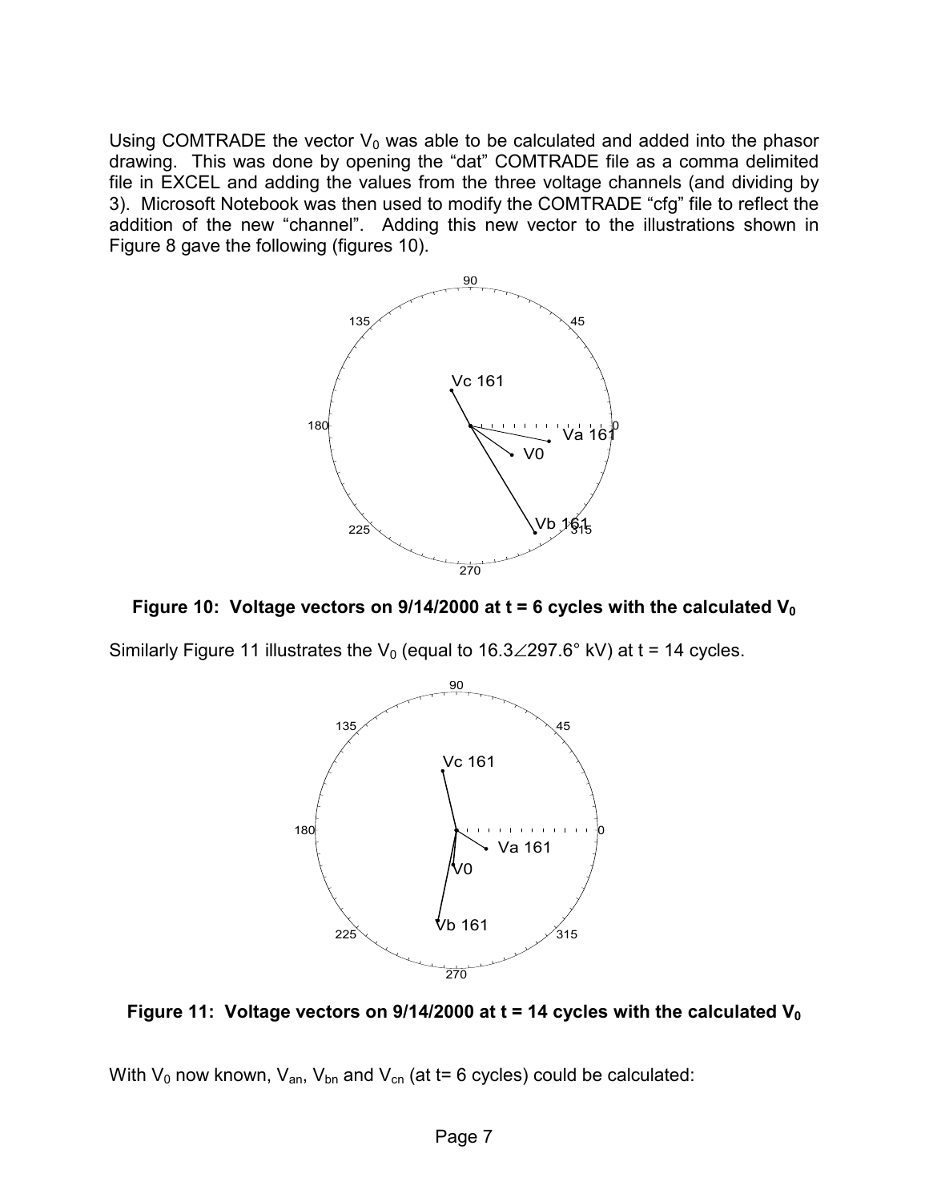Using COMTRADE the vector $V_0$ was able to be calculated and added into the phasor drawing. This was done by opening the "dat" COMTRADE file as a comma delimited file in EXCEL and adding the values from the three voltage channels (and dividing by 3). Microsoft Notebook was then used to modify the COMTRADE "cfg" file to reflect the addition of the new "channel". Adding this new vector to the illustrations shown in Figure 8 gave the following (figures 10).

**Figure 10: Voltage vectors on 9/14/2000 at t = 6 cycles with the calculated $V_0$**

Similarly Figure 11 illustrates the $V_0$ (equal to $16.3\angle 297.6°$ kV) at t = 14 cycles.

**Figure 11: Voltage vectors on 9/14/2000 at t = 14 cycles with the calculated $V_0$**

With $V_0$ now known, $V_{an}$, $V_{bn}$ and $V_{cn}$ (at t= 6 cycles) could be calculated: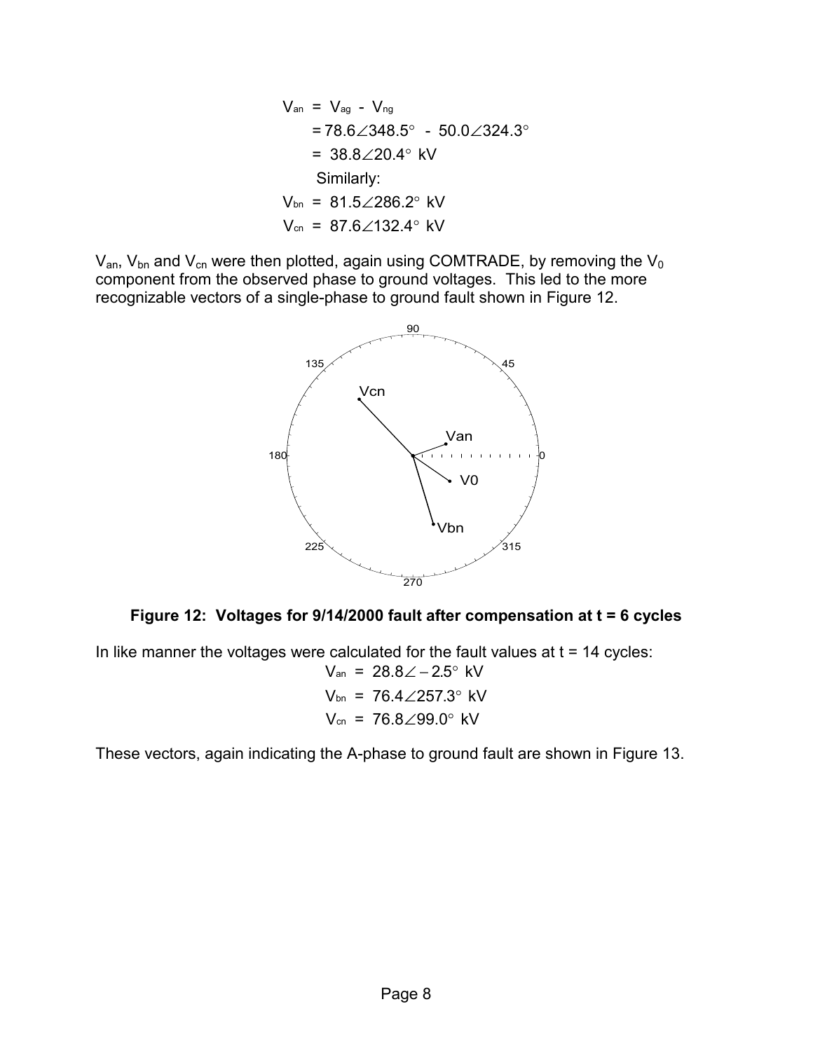$$V_{an} = V_{ag} - V_{ng}$$

$$= 78.6\angle 348.5^\circ - 50.0\angle 324.3^\circ$$

$$= 38.8\angle 20.4^\circ \text{ kV}$$

Similarly:

$$V_{bn} = 81.5\angle 286.2^\circ \text{ kV}$$

$$V_{cn} = 87.6\angle 132.4^\circ \text{ kV}$$

$V_{an}$, $V_{bn}$ and $V_{cn}$ were then plotted, again using COMTRADE, by removing the $V_0$ component from the observed phase to ground voltages. This led to the more recognizable vectors of a single-phase to ground fault shown in Figure 12.

**Figure 12: Voltages for 9/14/2000 fault after compensation at t = 6 cycles**

In like manner the voltages were calculated for the fault values at t = 14 cycles:

$$V_{an} = 28.8\angle -2.5^\circ \text{ kV}$$

$$V_{bn} = 76.4\angle 257.3^\circ \text{ kV}$$

$$V_{cn} = 76.8\angle 99.0^\circ \text{ kV}$$

These vectors, again indicating the A-phase to ground fault are shown in Figure 13.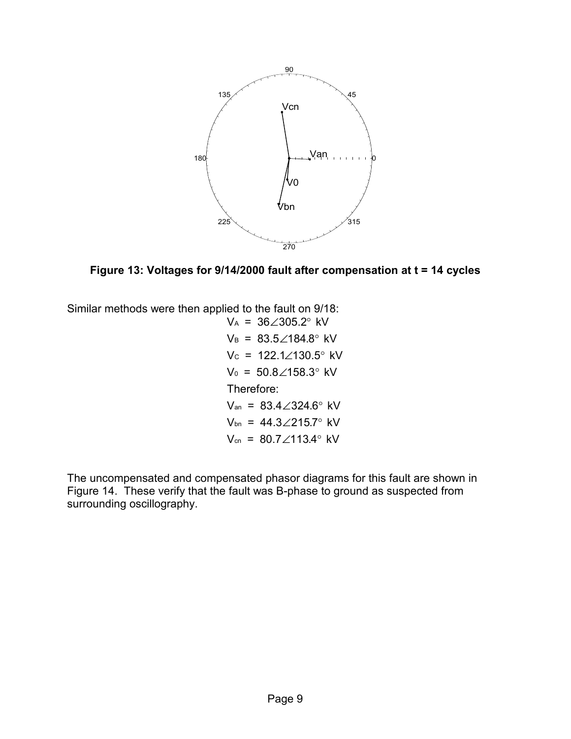**Figure 13: Voltages for 9/14/2000 fault after compensation at t = 14 cycles**

Similar methods were then applied to the fault on 9/18:

$V_A = 36\angle 305.2^\circ$ kV

$V_B = 83.5\angle 184.8^\circ$ kV

$V_C = 122.1\angle 130.5^\circ$ kV

$V_0 = 50.8\angle 158.3^\circ$ kV

Therefore:

$V_{an} = 83.4\angle 324.6^\circ$ kV

$V_{bn} = 44.3\angle 215.7^\circ$ kV

$V_{cn} = 80.7\angle 113.4^\circ$ kV

The uncompensated and compensated phasor diagrams for this fault are shown in Figure 14. These verify that the fault was B-phase to ground as suspected from surrounding oscillography.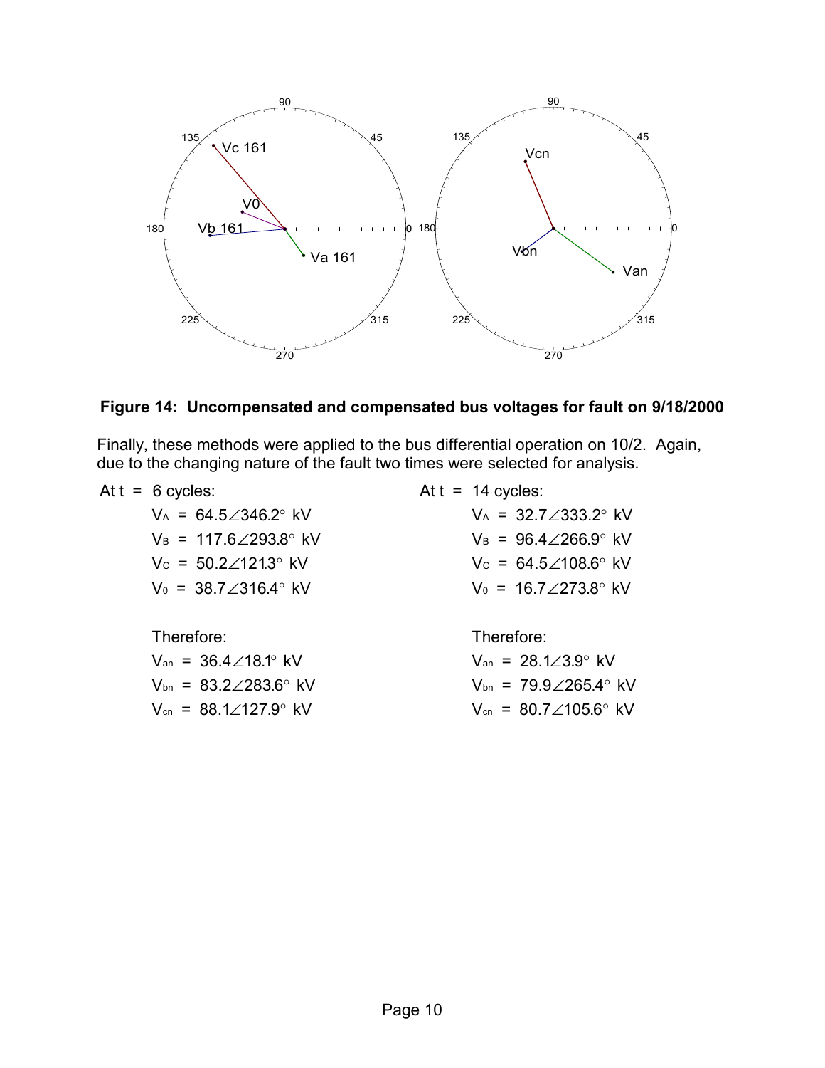**Figure 14: Uncompensated and compensated bus voltages for fault on 9/18/2000**

Finally, these methods were applied to the bus differential operation on 10/2. Again, due to the changing nature of the fault two times were selected for analysis.

At t = 6 cycles:

$V_A$ = 64.5∠346.2° kV
$V_B$ = 117.6∠293.8° kV
$V_C$ = 50.2∠121.3° kV
$V_0$ = 38.7∠316.4° kV

Therefore:

$V_{an}$ = 36.4∠18.1° kV
$V_{bn}$ = 83.2∠283.6° kV
$V_{cn}$ = 88.1∠127.9° kV

At t = 14 cycles:

$V_A$ = 32.7∠333.2° kV
$V_B$ = 96.4∠266.9° kV
$V_C$ = 64.5∠108.6° kV
$V_0$ = 16.7∠273.8° kV

Therefore:

$V_{an}$ = 28.1∠3.9° kV
$V_{bn}$ = 79.9∠265.4° kV
$V_{cn}$ = 80.7∠105.6° kV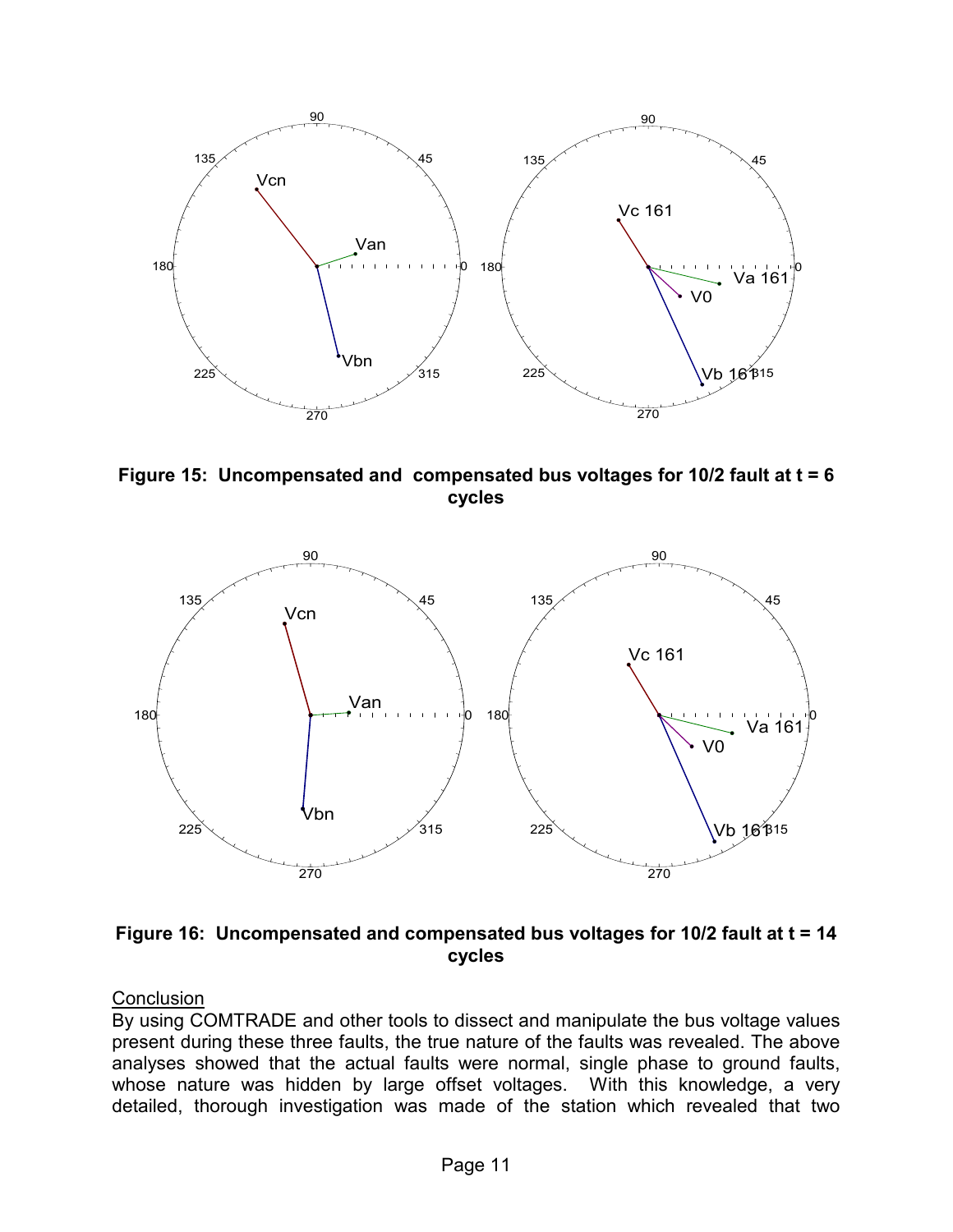**Figure 15: Uncompensated and compensated bus voltages for 10/2 fault at t = 6 cycles**

**Figure 16: Uncompensated and compensated bus voltages for 10/2 fault at t = 14 cycles**

<u>Conclusion</u>

By using COMTRADE and other tools to dissect and manipulate the bus voltage values present during these three faults, the true nature of the faults was revealed. The above analyses showed that the actual faults were normal, single phase to ground faults, whose nature was hidden by large offset voltages. With this knowledge, a very detailed, thorough investigation was made of the station which revealed that two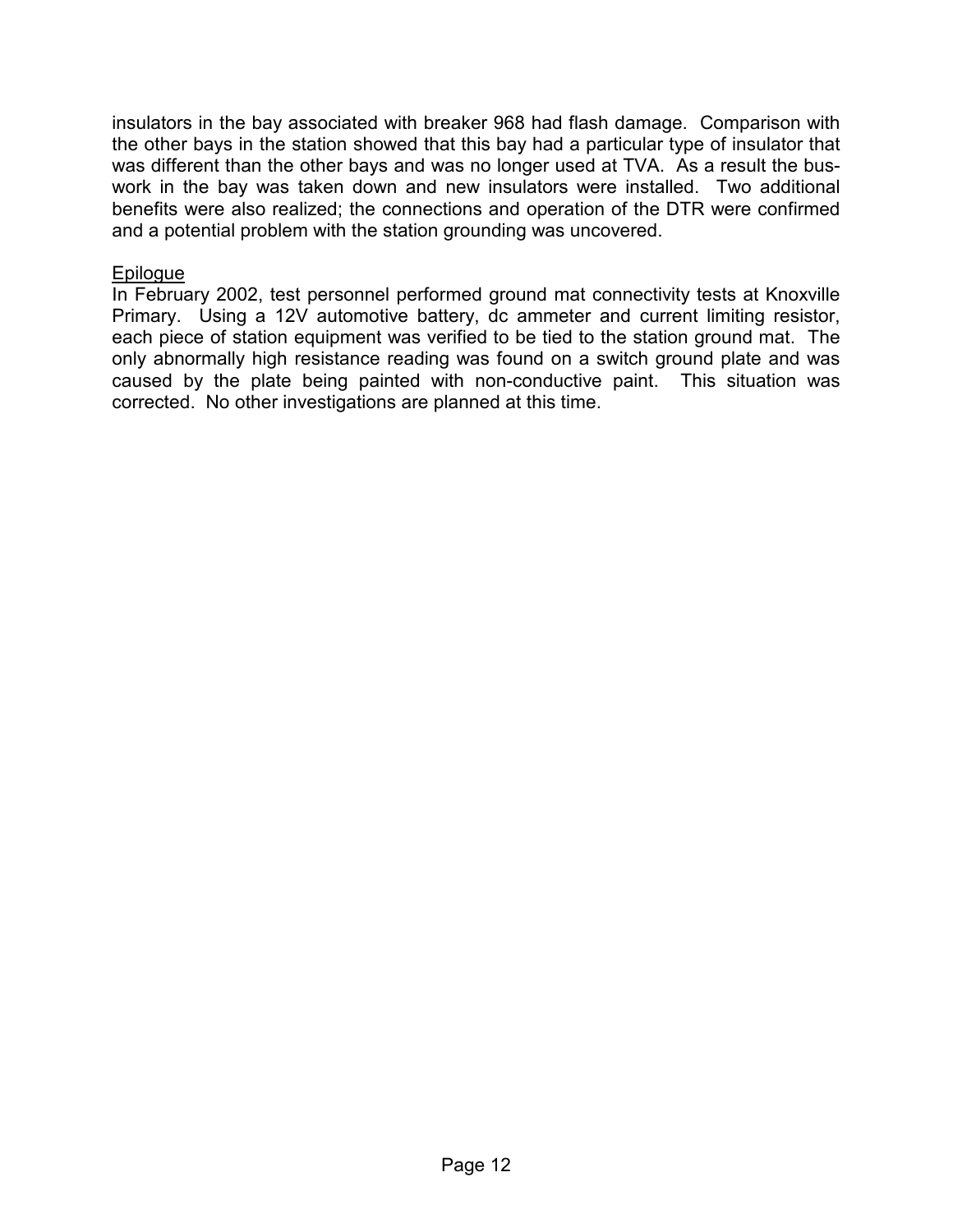insulators in the bay associated with breaker 968 had flash damage. Comparison with the other bays in the station showed that this bay had a particular type of insulator that was different than the other bays and was no longer used at TVA. As a result the bus-work in the bay was taken down and new insulators were installed. Two additional benefits were also realized; the connections and operation of the DTR were confirmed and a potential problem with the station grounding was uncovered.

<u>Epilogue</u>

In February 2002, test personnel performed ground mat connectivity tests at Knoxville Primary. Using a 12V automotive battery, dc ammeter and current limiting resistor, each piece of station equipment was verified to be tied to the station ground mat. The only abnormally high resistance reading was found on a switch ground plate and was caused by the plate being painted with non-conductive paint. This situation was corrected. No other investigations are planned at this time.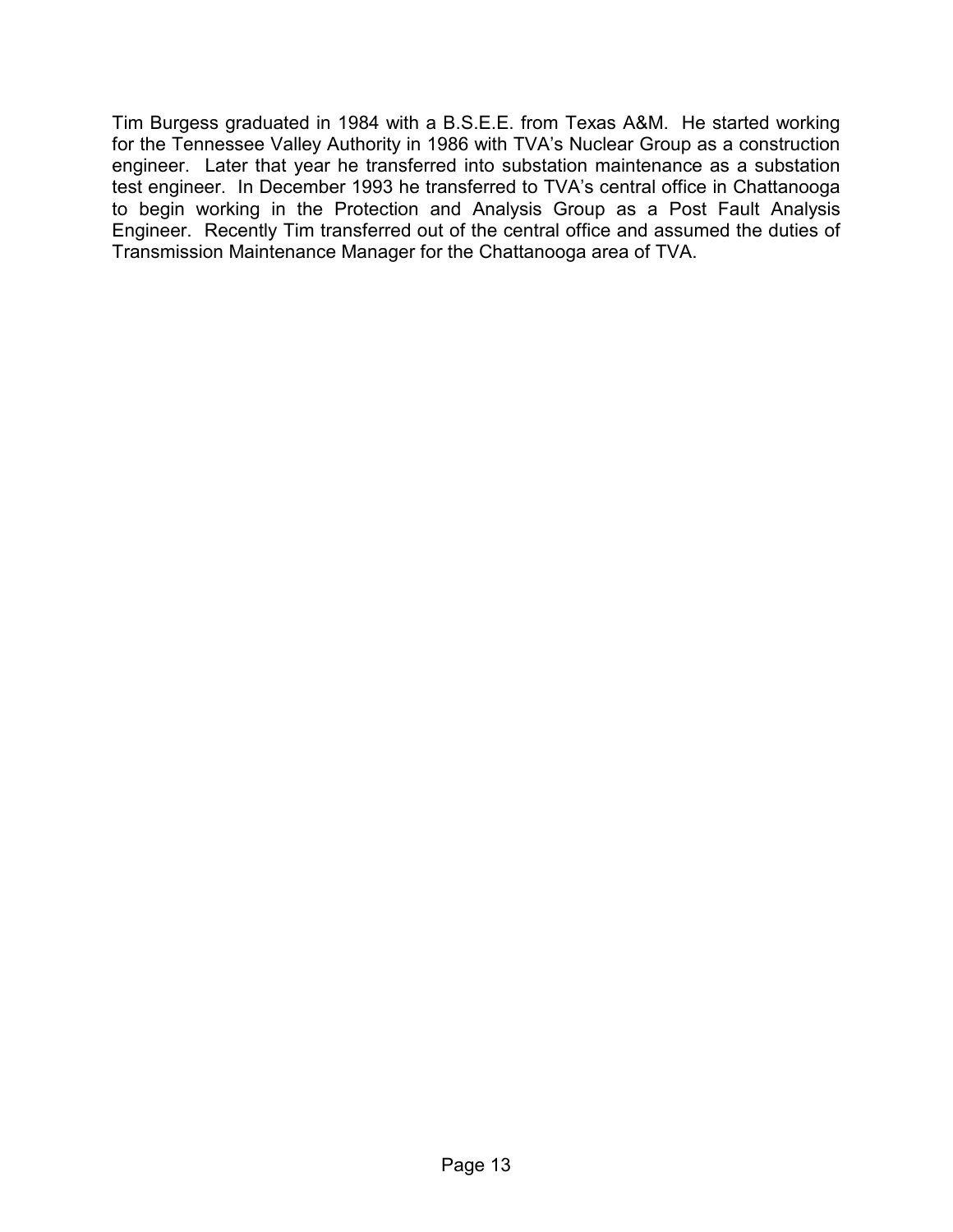Tim Burgess graduated in 1984 with a B.S.E.E. from Texas A&M. He started working for the Tennessee Valley Authority in 1986 with TVA's Nuclear Group as a construction engineer. Later that year he transferred into substation maintenance as a substation test engineer. In December 1993 he transferred to TVA's central office in Chattanooga to begin working in the Protection and Analysis Group as a Post Fault Analysis Engineer. Recently Tim transferred out of the central office and assumed the duties of Transmission Maintenance Manager for the Chattanooga area of TVA.